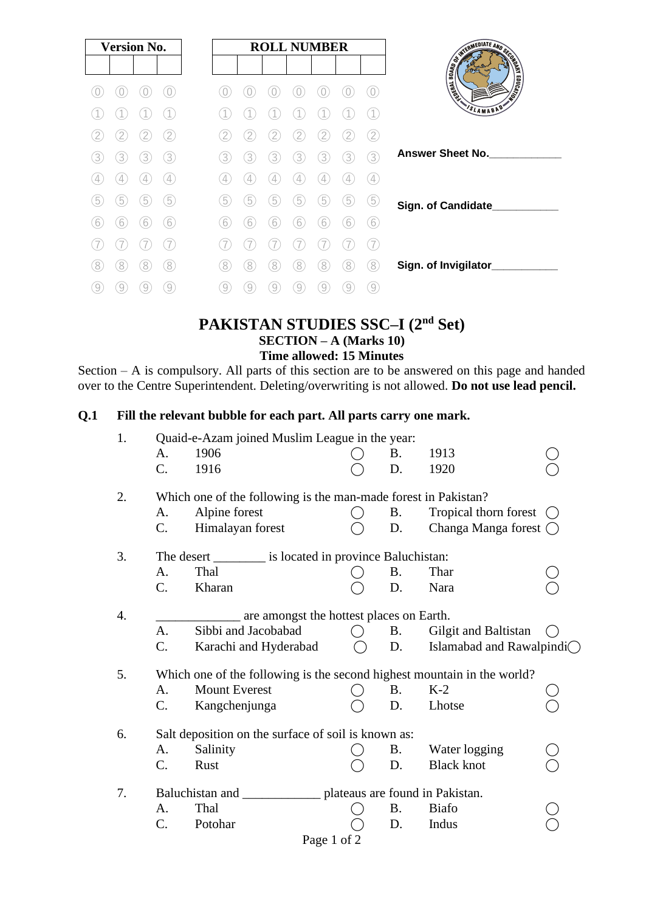| Version No. | | | |
|---|---|---|---|
| | | | |

| ROLL NUMBER | | | | | | |
|---|---|---|---|---|---|---|
| | | | | | | |

Answer Sheet No.____________

Sign. of Candidate___________

Sign. of Invigilator___________

# PAKISTAN STUDIES SSC–I (2nd Set)

## SECTION – A (Marks 10)

**Time allowed: 15 Minutes**

Section – A is compulsory. All parts of this section are to be answered on this page and handed over to the Centre Superintendent. Deleting/overwriting is not allowed. **Do not use lead pencil.**

**Q.1 Fill the relevant bubble for each part. All parts carry one mark.**

1. Quaid-e-Azam joined Muslim League in the year:
   - A. 1906 ◯
   - B. 1913 ◯
   - C. 1916 ◯
   - D. 1920 ◯

2. Which one of the following is the man-made forest in Pakistan?
   - A. Alpine forest ◯
   - B. Tropical thorn forest ◯
   - C. Himalayan forest ◯
   - D. Changa Manga forest ◯

3. The desert ________ is located in province Baluchistan:
   - A. Thal ◯
   - B. Thar ◯
   - C. Kharan ◯
   - D. Nara ◯

4. _____________ are amongst the hottest places on Earth.
   - A. Sibbi and Jacobabad ◯
   - B. Gilgit and Baltistan ◯
   - C. Karachi and Hyderabad ◯
   - D. Islamabad and Rawalpindi ◯

5. Which one of the following is the second highest mountain in the world?
   - A. Mount Everest ◯
   - B. K-2 ◯
   - C. Kangchenjunga ◯
   - D. Lhotse ◯

6. Salt deposition on the surface of soil is known as:
   - A. Salinity ◯
   - B. Water logging ◯
   - C. Rust ◯
   - D. Black knot ◯

7. Baluchistan and ____________ plateaus are found in Pakistan.
   - A. Thal ◯
   - B. Biafo ◯
   - C. Potohar ◯
   - D. Indus ◯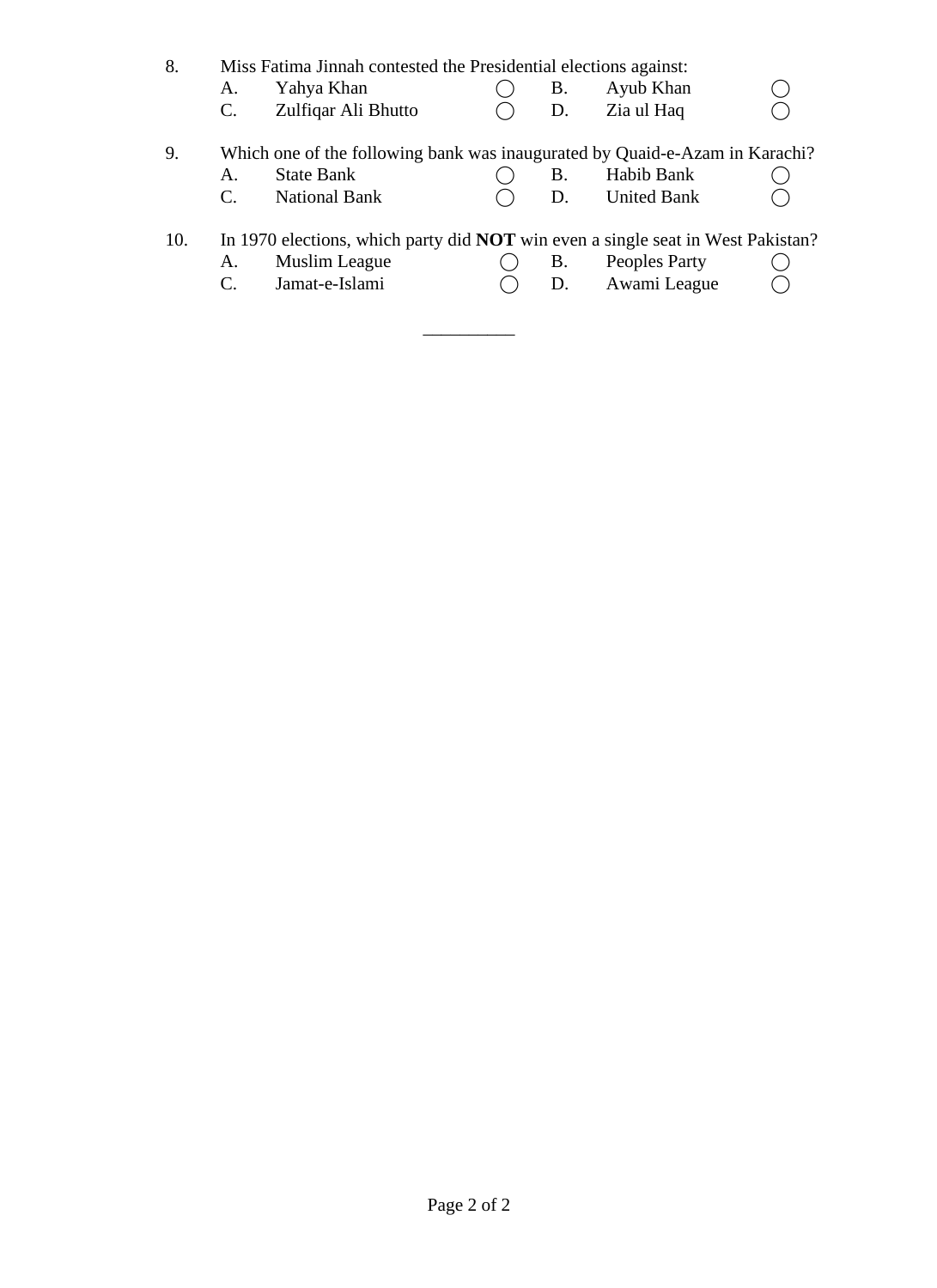8. Miss Fatima Jinnah contested the Presidential elections against:
   - A. Yahya Khan ◯
   - B. Ayub Khan ◯
   - C. Zulfiqar Ali Bhutto ◯
   - D. Zia ul Haq ◯

9. Which one of the following bank was inaugurated by Quaid-e-Azam in Karachi?
   - A. State Bank ◯
   - B. Habib Bank ◯
   - C. National Bank ◯
   - D. United Bank ◯

10. In 1970 elections, which party did **NOT** win even a single seat in West Pakistan?
    - A. Muslim League ◯
    - B. Peoples Party ◯
    - C. Jamat-e-Islami ◯
    - D. Awami League ◯

---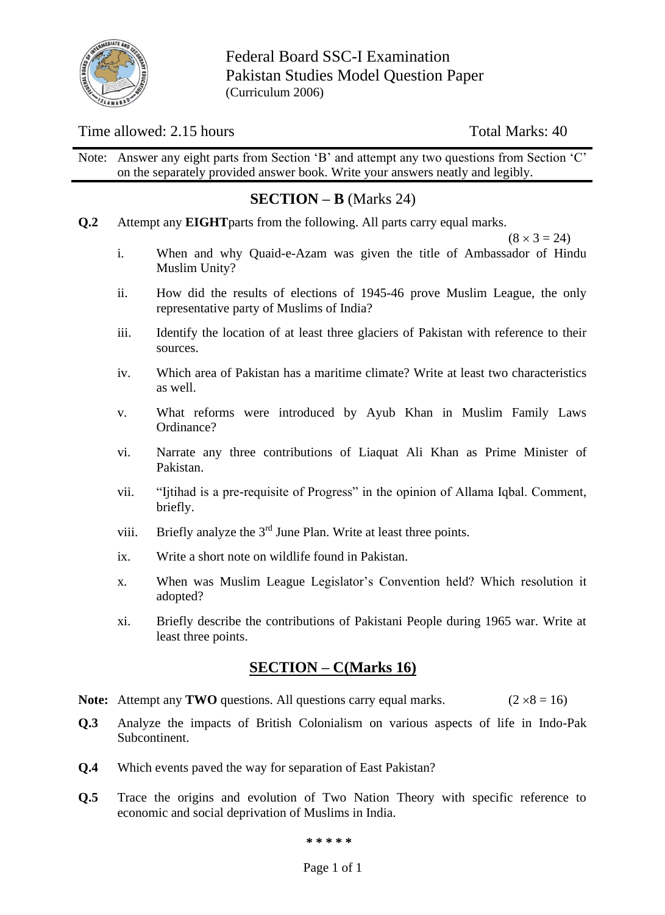# Federal Board SSC-I Examination
## Pakistan Studies Model Question Paper
(Curriculum 2006)

Time allowed: 2.15 hours | Total Marks: 40

Note: Answer any eight parts from Section 'B' and attempt any two questions from Section 'C' on the separately provided answer book. Write your answers neatly and legibly.

## SECTION – B (Marks 24)

**Q.2** Attempt any **EIGHT** parts from the following. All parts carry equal marks. $(8 \times 3 = 24)$

i. When and why Quaid-e-Azam was given the title of Ambassador of Hindu Muslim Unity?

ii. How did the results of elections of 1945-46 prove Muslim League, the only representative party of Muslims of India?

iii. Identify the location of at least three glaciers of Pakistan with reference to their sources.

iv. Which area of Pakistan has a maritime climate? Write at least two characteristics as well.

v. What reforms were introduced by Ayub Khan in Muslim Family Laws Ordinance?

vi. Narrate any three contributions of Liaquat Ali Khan as Prime Minister of Pakistan.

vii. "Ijtihad is a pre-requisite of Progress" in the opinion of Allama Iqbal. Comment, briefly.

viii. Briefly analyze the 3rd June Plan. Write at least three points.

ix. Write a short note on wildlife found in Pakistan.

x. When was Muslim League Legislator's Convention held? Which resolution it adopted?

xi. Briefly describe the contributions of Pakistani People during 1965 war. Write at least three points.

## SECTION – C (Marks 16)

**Note:** Attempt any **TWO** questions. All questions carry equal marks. $(2 \times 8 = 16)$

**Q.3** Analyze the impacts of British Colonialism on various aspects of life in Indo-Pak Subcontinent.

**Q.4** Which events paved the way for separation of East Pakistan?

**Q.5** Trace the origins and evolution of Two Nation Theory with specific reference to economic and social deprivation of Muslims in India.

\* \* \* \* \*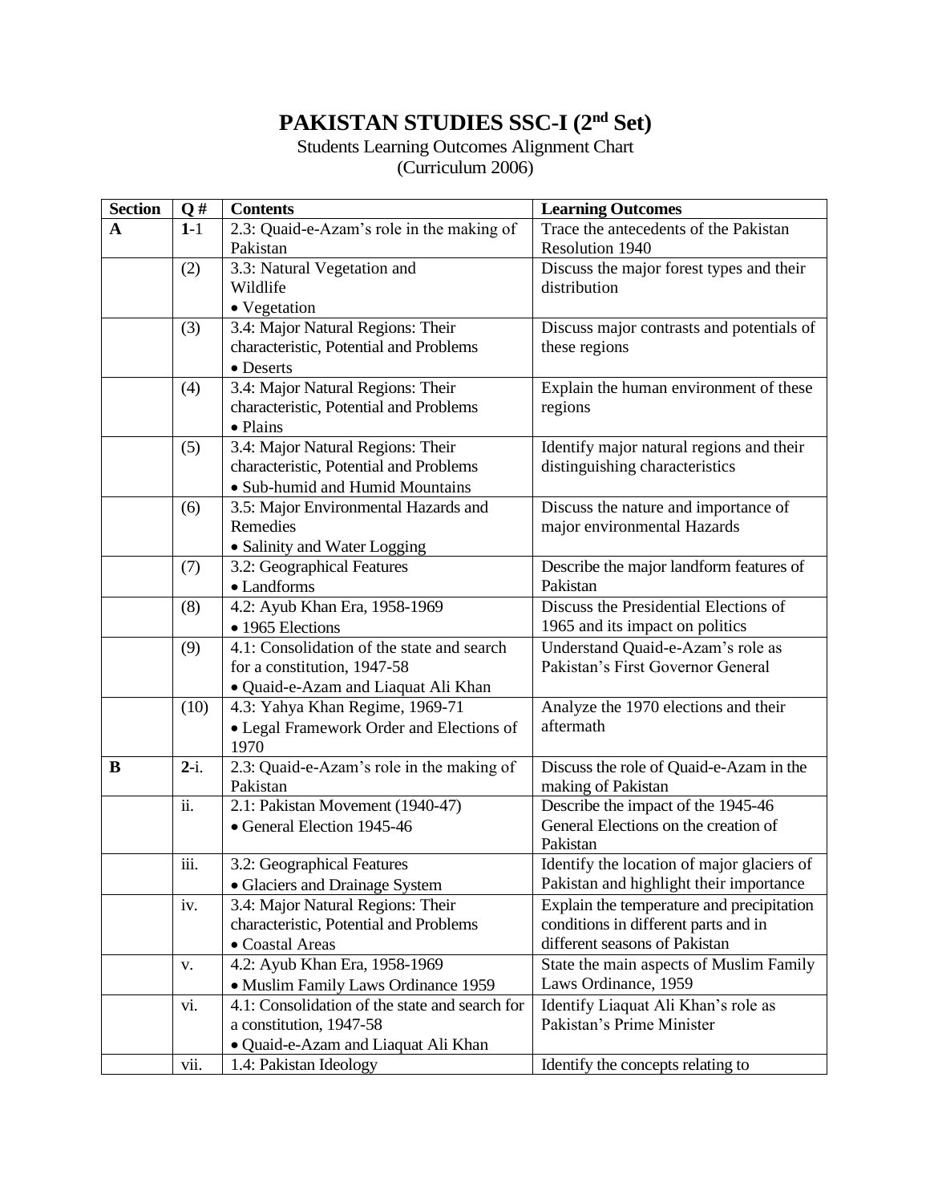# PAKISTAN STUDIES SSC-I (2nd Set)

Students Learning Outcomes Alignment Chart
(Curriculum 2006)

| Section | Q # | Contents | Learning Outcomes |
|---|---|---|---|
| **A** | **1**-1 | 2.3: Quaid-e-Azam's role in the making of Pakistan | Trace the antecedents of the Pakistan Resolution 1940 |
| | (2) | 3.3: Natural Vegetation and Wildlife • Vegetation | Discuss the major forest types and their distribution |
| | (3) | 3.4: Major Natural Regions: Their characteristic, Potential and Problems • Deserts | Discuss major contrasts and potentials of these regions |
| | (4) | 3.4: Major Natural Regions: Their characteristic, Potential and Problems • Plains | Explain the human environment of these regions |
| | (5) | 3.4: Major Natural Regions: Their characteristic, Potential and Problems • Sub-humid and Humid Mountains | Identify major natural regions and their distinguishing characteristics |
| | (6) | 3.5: Major Environmental Hazards and Remedies • Salinity and Water Logging | Discuss the nature and importance of major environmental Hazards |
| | (7) | 3.2: Geographical Features • Landforms | Describe the major landform features of Pakistan |
| | (8) | 4.2: Ayub Khan Era, 1958-1969 • 1965 Elections | Discuss the Presidential Elections of 1965 and its impact on politics |
| | (9) | 4.1: Consolidation of the state and search for a constitution, 1947-58 • Quaid-e-Azam and Liaquat Ali Khan | Understand Quaid-e-Azam's role as Pakistan's First Governor General |
| | (10) | 4.3: Yahya Khan Regime, 1969-71 • Legal Framework Order and Elections of 1970 | Analyze the 1970 elections and their aftermath |
| **B** | **2**-i. | 2.3: Quaid-e-Azam's role in the making of Pakistan | Discuss the role of Quaid-e-Azam in the making of Pakistan |
| | ii. | 2.1: Pakistan Movement (1940-47) • General Election 1945-46 | Describe the impact of the 1945-46 General Elections on the creation of Pakistan |
| | iii. | 3.2: Geographical Features • Glaciers and Drainage System | Identify the location of major glaciers of Pakistan and highlight their importance |
| | iv. | 3.4: Major Natural Regions: Their characteristic, Potential and Problems • Coastal Areas | Explain the temperature and precipitation conditions in different parts and in different seasons of Pakistan |
| | v. | 4.2: Ayub Khan Era, 1958-1969 • Muslim Family Laws Ordinance 1959 | State the main aspects of Muslim Family Laws Ordinance, 1959 |
| | vi. | 4.1: Consolidation of the state and search for a constitution, 1947-58 • Quaid-e-Azam and Liaquat Ali Khan | Identify Liaquat Ali Khan's role as Pakistan's Prime Minister |
| | vii. | 1.4: Pakistan Ideology | Identify the concepts relating to |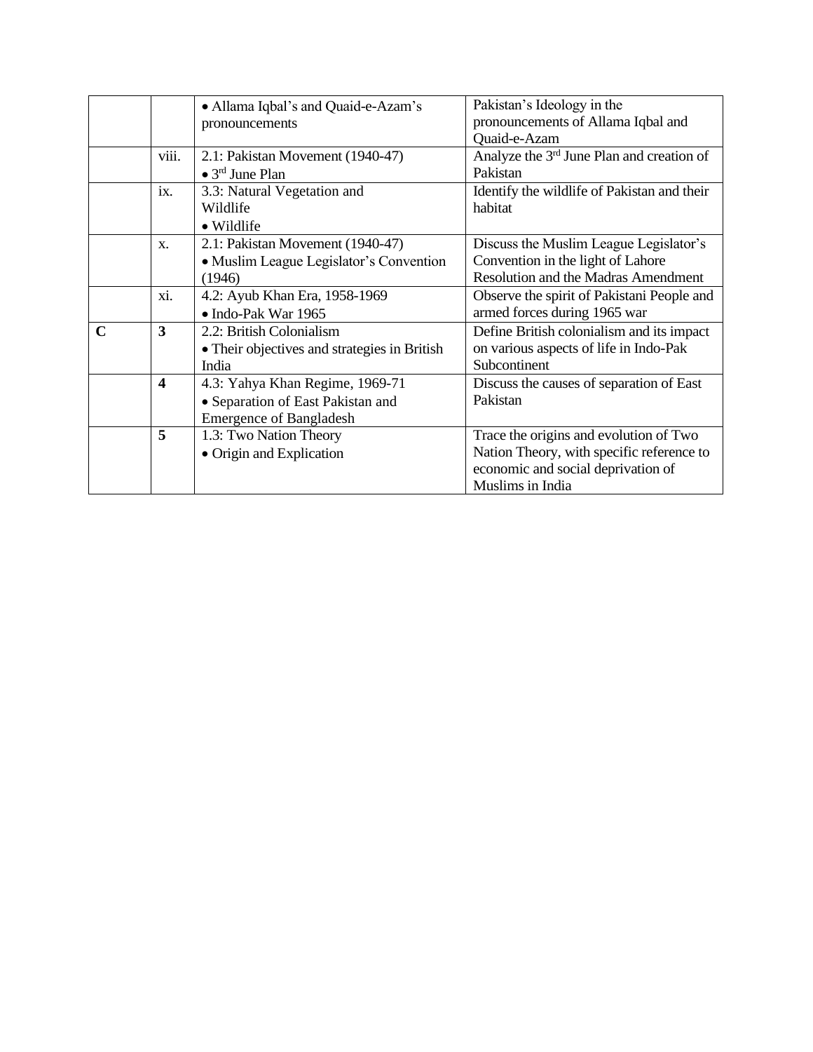| | | | |
|---|---|---|---|
| | | • Allama Iqbal's and Quaid-e-Azam's pronouncements | Pakistan's Ideology in the pronouncements of Allama Iqbal and Quaid-e-Azam |
| | viii. | 2.1: Pakistan Movement (1940-47) • 3rd June Plan | Analyze the 3rd June Plan and creation of Pakistan |
| | ix. | 3.3: Natural Vegetation and Wildlife • Wildlife | Identify the wildlife of Pakistan and their habitat |
| | x. | 2.1: Pakistan Movement (1940-47) • Muslim League Legislator's Convention (1946) | Discuss the Muslim League Legislator's Convention in the light of Lahore Resolution and the Madras Amendment |
| | xi. | 4.2: Ayub Khan Era, 1958-1969 • Indo-Pak War 1965 | Observe the spirit of Pakistani People and armed forces during 1965 war |
| **C** | **3** | 2.2: British Colonialism • Their objectives and strategies in British India | Define British colonialism and its impact on various aspects of life in Indo-Pak Subcontinent |
| | **4** | 4.3: Yahya Khan Regime, 1969-71 • Separation of East Pakistan and Emergence of Bangladesh | Discuss the causes of separation of East Pakistan |
| | **5** | 1.3: Two Nation Theory • Origin and Explication | Trace the origins and evolution of Two Nation Theory, with specific reference to economic and social deprivation of Muslims in India |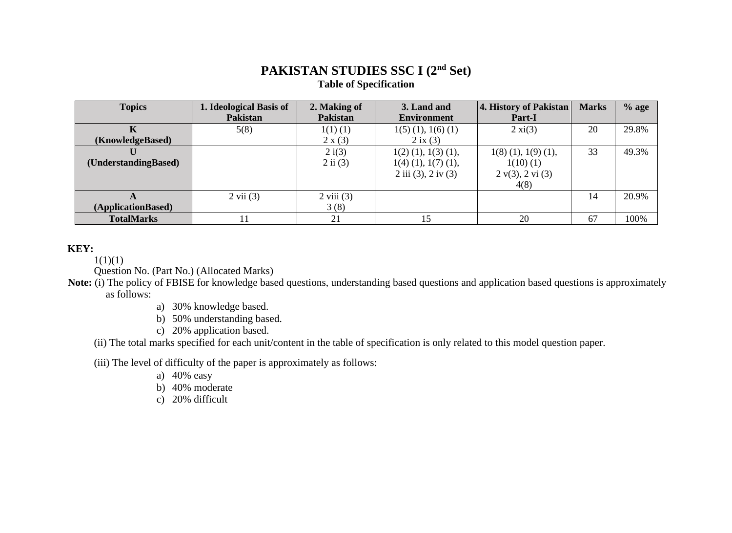# PAKISTAN STUDIES SSC I (2nd Set)

## Table of Specification

| Topics | 1. Ideological Basis of Pakistan | 2. Making of Pakistan | 3. Land and Environment | 4. History of Pakistan Part-I | Marks | % age |
|---|---|---|---|---|---|---|
| K (KnowledgeBased) | 5(8) | 1(1) (1) 2 x (3) | 1(5) (1), 1(6) (1) 2 ix (3) | 2 xi(3) | 20 | 29.8% |
| U (UnderstandingBased) | | 2 i(3) 2 ii (3) | 1(2) (1), 1(3) (1), 1(4) (1), 1(7) (1), 2 iii (3), 2 iv (3) | 1(8) (1), 1(9) (1), 1(10) (1) 2 v(3), 2 vi (3) 4(8) | 33 | 49.3% |
| A (ApplicationBased) | 2 vii (3) | 2 viii (3) 3 (8) | | | 14 | 20.9% |
| TotalMarks | 11 | 21 | 15 | 20 | 67 | 100% |

**KEY:**

1(1)(1)

Question No. (Part No.) (Allocated Marks)

**Note:** (i) The policy of FBISE for knowledge based questions, understanding based questions and application based questions is approximately as follows:

a) 30% knowledge based.
b) 50% understanding based.
c) 20% application based.

(ii) The total marks specified for each unit/content in the table of specification is only related to this model question paper.

(iii) The level of difficulty of the paper is approximately as follows:

a) 40% easy
b) 40% moderate
c) 20% difficult